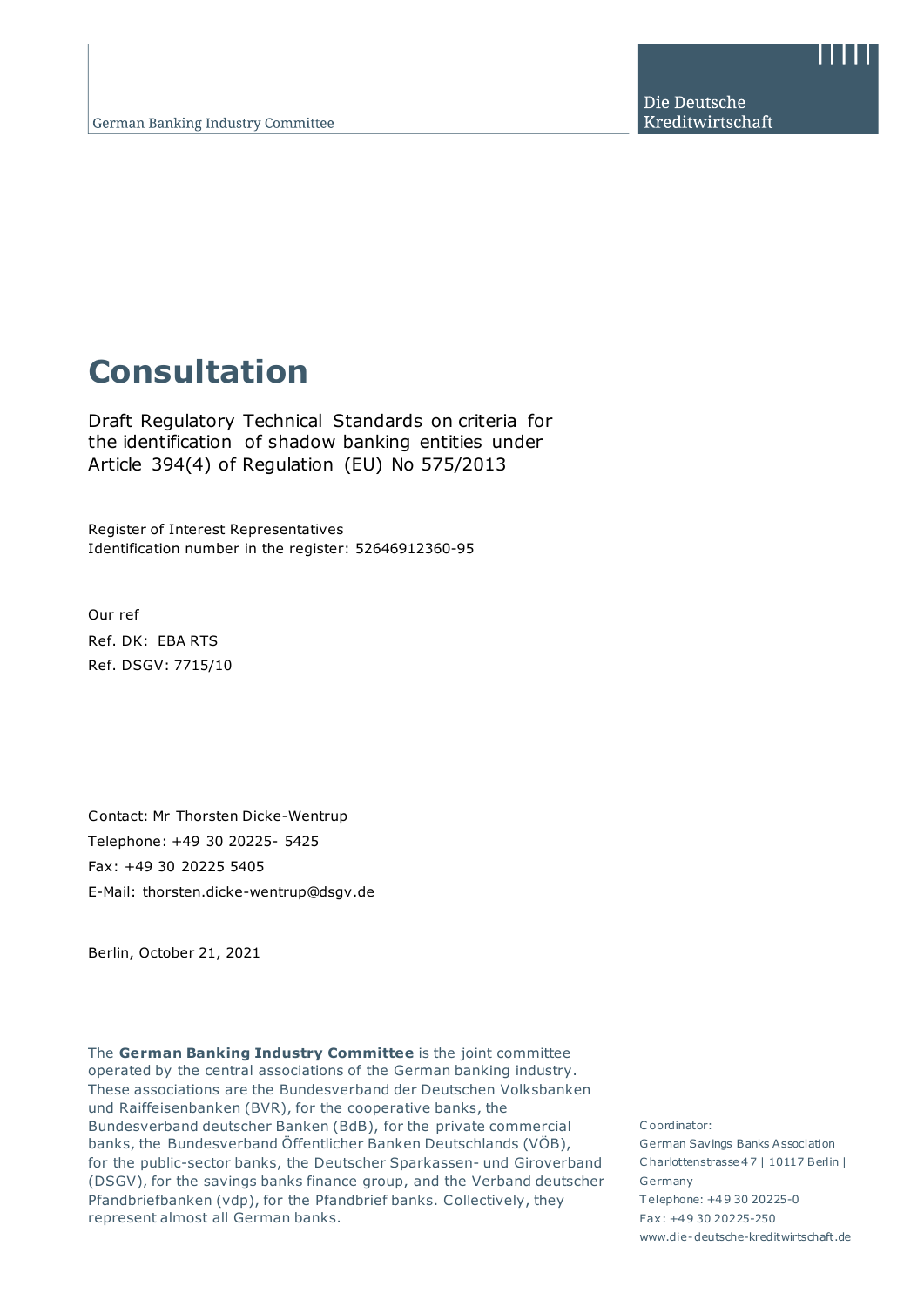German Banking Industry Committee

Die Deutsche Kreditwirtschaft

# Consultation

Draft Regulatory Technical Standards on criteria for the identification of shadow banking entities under Article 394(4) of Regulation (EU) No 575/2013

Register of Interest Representatives
Identification number in the register: 52646912360-95

Our ref
Ref. DK: EBA RTS
Ref. DSGV: 7715/10

Contact: Mr Thorsten Dicke-Wentrup
Telephone: +49 30 20225- 5425
Fax: +49 30 20225 5405
E-Mail: thorsten.dicke-wentrup@dsgv.de

Berlin, October 21, 2021

The **German Banking Industry Committee** is the joint committee operated by the central associations of the German banking industry. These associations are the Bundesverband der Deutschen Volksbanken und Raiffeisenbanken (BVR), for the cooperative banks, the Bundesverband deutscher Banken (BdB), for the private commercial banks, the Bundesverband Öffentlicher Banken Deutschlands (VÖB), for the public-sector banks, the Deutscher Sparkassen- und Giroverband (DSGV), for the savings banks finance group, and the Verband deutscher Pfandbriefbanken (vdp), for the Pfandbrief banks. Collectively, they represent almost all German banks.

Coordinator:
German Savings Banks Association
Charlottenstrasse 47 | 10117 Berlin | Germany
Telephone: +49 30 20225-0
Fax: +49 30 20225-250
www.die-deutsche-kreditwirtschaft.de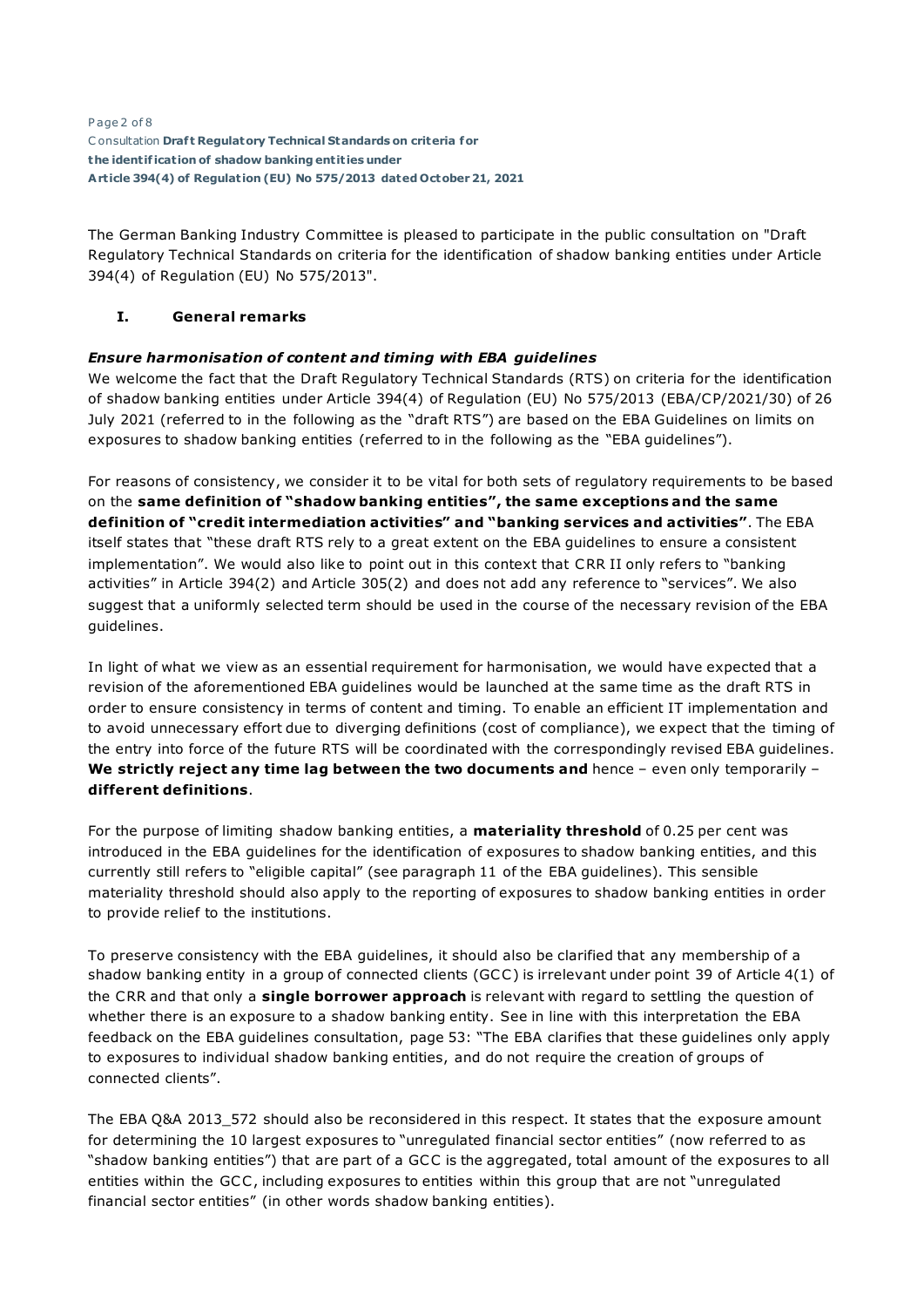The German Banking Industry Committee is pleased to participate in the public consultation on "Draft Regulatory Technical Standards on criteria for the identification of shadow banking entities under Article 394(4) of Regulation (EU) No 575/2013".

## I. General remarks

### *Ensure harmonisation of content and timing with EBA guidelines*

We welcome the fact that the Draft Regulatory Technical Standards (RTS) on criteria for the identification of shadow banking entities under Article 394(4) of Regulation (EU) No 575/2013 (EBA/CP/2021/30) of 26 July 2021 (referred to in the following as the "draft RTS") are based on the EBA Guidelines on limits on exposures to shadow banking entities (referred to in the following as the "EBA guidelines").

For reasons of consistency, we consider it to be vital for both sets of regulatory requirements to be based on the **same definition of "shadow banking entities", the same exceptions and the same definition of "credit intermediation activities" and "banking services and activities"**. The EBA itself states that "these draft RTS rely to a great extent on the EBA guidelines to ensure a consistent implementation". We would also like to point out in this context that CRR II only refers to "banking activities" in Article 394(2) and Article 305(2) and does not add any reference to "services". We also suggest that a uniformly selected term should be used in the course of the necessary revision of the EBA guidelines.

In light of what we view as an essential requirement for harmonisation, we would have expected that a revision of the aforementioned EBA guidelines would be launched at the same time as the draft RTS in order to ensure consistency in terms of content and timing. To enable an efficient IT implementation and to avoid unnecessary effort due to diverging definitions (cost of compliance), we expect that the timing of the entry into force of the future RTS will be coordinated with the correspondingly revised EBA guidelines. **We strictly reject any time lag between the two documents and** hence – even only temporarily – **different definitions**.

For the purpose of limiting shadow banking entities, a **materiality threshold** of 0.25 per cent was introduced in the EBA guidelines for the identification of exposures to shadow banking entities, and this currently still refers to "eligible capital" (see paragraph 11 of the EBA guidelines). This sensible materiality threshold should also apply to the reporting of exposures to shadow banking entities in order to provide relief to the institutions.

To preserve consistency with the EBA guidelines, it should also be clarified that any membership of a shadow banking entity in a group of connected clients (GCC) is irrelevant under point 39 of Article 4(1) of the CRR and that only a **single borrower approach** is relevant with regard to settling the question of whether there is an exposure to a shadow banking entity. See in line with this interpretation the EBA feedback on the EBA guidelines consultation, page 53: "The EBA clarifies that these guidelines only apply to exposures to individual shadow banking entities, and do not require the creation of groups of connected clients".

The EBA Q&A 2013_572 should also be reconsidered in this respect. It states that the exposure amount for determining the 10 largest exposures to "unregulated financial sector entities" (now referred to as "shadow banking entities") that are part of a GCC is the aggregated, total amount of the exposures to all entities within the GCC, including exposures to entities within this group that are not "unregulated financial sector entities" (in other words shadow banking entities).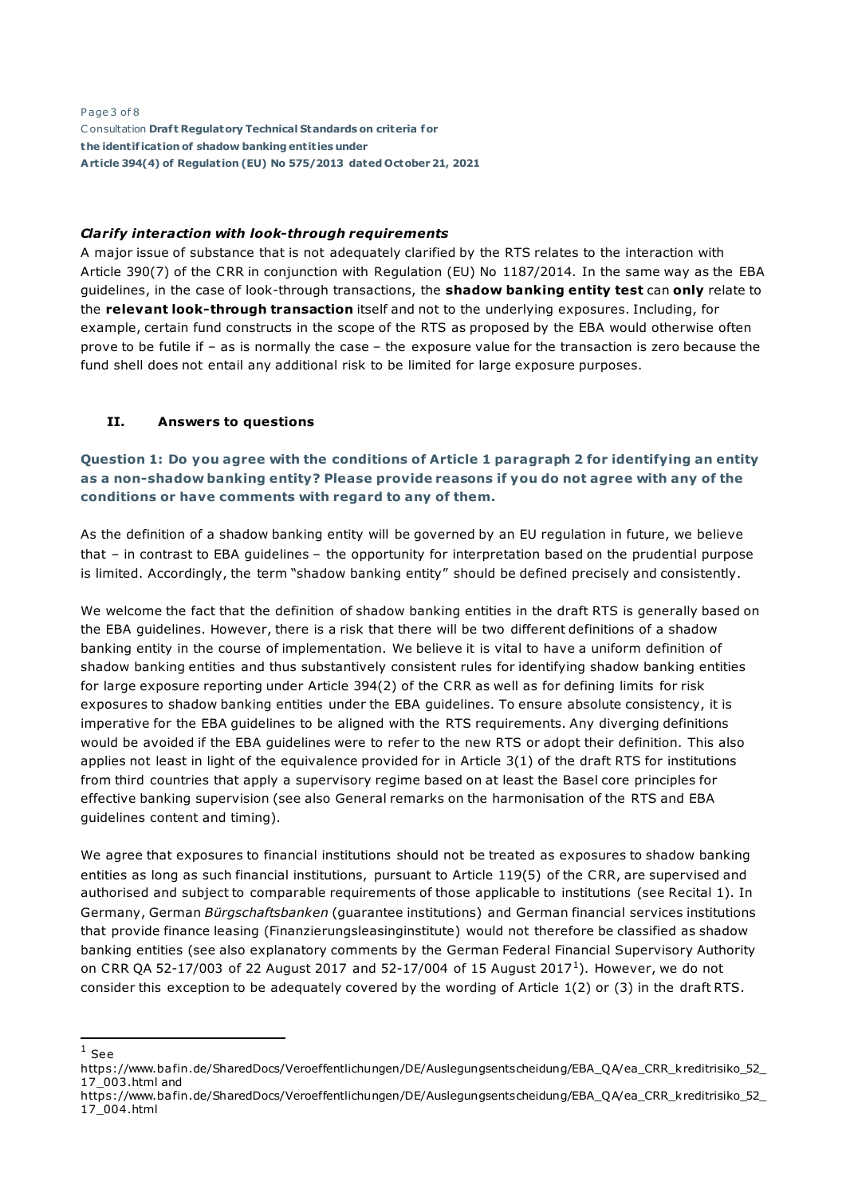### *Clarify interaction with look-through requirements*

A major issue of substance that is not adequately clarified by the RTS relates to the interaction with Article 390(7) of the CRR in conjunction with Regulation (EU) No 1187/2014. In the same way as the EBA guidelines, in the case of look-through transactions, the **shadow banking entity test** can **only** relate to the **relevant look-through transaction** itself and not to the underlying exposures. Including, for example, certain fund constructs in the scope of the RTS as proposed by the EBA would otherwise often prove to be futile if – as is normally the case – the exposure value for the transaction is zero because the fund shell does not entail any additional risk to be limited for large exposure purposes.

## II. Answers to questions

### Question 1: Do you agree with the conditions of Article 1 paragraph 2 for identifying an entity as a non-shadow banking entity? Please provide reasons if you do not agree with any of the conditions or have comments with regard to any of them.

As the definition of a shadow banking entity will be governed by an EU regulation in future, we believe that – in contrast to EBA guidelines – the opportunity for interpretation based on the prudential purpose is limited. Accordingly, the term "shadow banking entity" should be defined precisely and consistently.

We welcome the fact that the definition of shadow banking entities in the draft RTS is generally based on the EBA guidelines. However, there is a risk that there will be two different definitions of a shadow banking entity in the course of implementation. We believe it is vital to have a uniform definition of shadow banking entities and thus substantively consistent rules for identifying shadow banking entities for large exposure reporting under Article 394(2) of the CRR as well as for defining limits for risk exposures to shadow banking entities under the EBA guidelines. To ensure absolute consistency, it is imperative for the EBA guidelines to be aligned with the RTS requirements. Any diverging definitions would be avoided if the EBA guidelines were to refer to the new RTS or adopt their definition. This also applies not least in light of the equivalence provided for in Article 3(1) of the draft RTS for institutions from third countries that apply a supervisory regime based on at least the Basel core principles for effective banking supervision (see also General remarks on the harmonisation of the RTS and EBA guidelines content and timing).

We agree that exposures to financial institutions should not be treated as exposures to shadow banking entities as long as such financial institutions, pursuant to Article 119(5) of the CRR, are supervised and authorised and subject to comparable requirements of those applicable to institutions (see Recital 1). In Germany, German *Bürgschaftsbanken* (guarantee institutions) and German financial services institutions that provide finance leasing (Finanzierungsleasinginstitute) would not therefore be classified as shadow banking entities (see also explanatory comments by the German Federal Financial Supervisory Authority on CRR QA 52-17/003 of 22 August 2017 and 52-17/004 of 15 August 2017[1]). However, we do not consider this exception to be adequately covered by the wording of Article 1(2) or (3) in the draft RTS.

---

[1] See https://www.bafin.de/SharedDocs/Veroeffentlichungen/DE/Auslegungsentscheidung/EBA_QA/ea_CRR_kreditrisiko_52_17_003.html and https://www.bafin.de/SharedDocs/Veroeffentlichungen/DE/Auslegungsentscheidung/EBA_QA/ea_CRR_kreditrisiko_52_17_004.html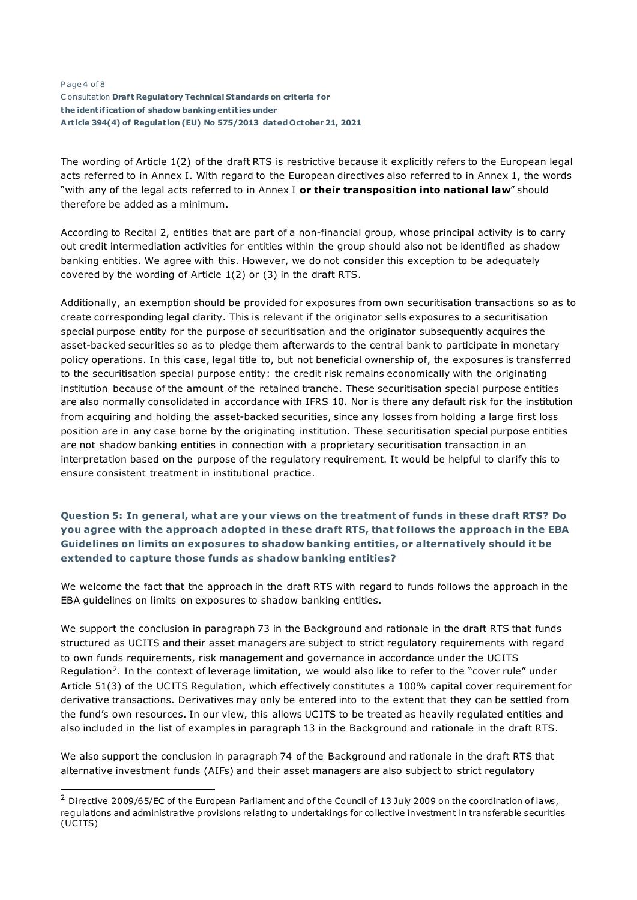The wording of Article 1(2) of the draft RTS is restrictive because it explicitly refers to the European legal acts referred to in Annex I. With regard to the European directives also referred to in Annex 1, the words "with any of the legal acts referred to in Annex I **or their transposition into national law**" should therefore be added as a minimum.

According to Recital 2, entities that are part of a non-financial group, whose principal activity is to carry out credit intermediation activities for entities within the group should also not be identified as shadow banking entities. We agree with this. However, we do not consider this exception to be adequately covered by the wording of Article 1(2) or (3) in the draft RTS.

Additionally, an exemption should be provided for exposures from own securitisation transactions so as to create corresponding legal clarity. This is relevant if the originator sells exposures to a securitisation special purpose entity for the purpose of securitisation and the originator subsequently acquires the asset-backed securities so as to pledge them afterwards to the central bank to participate in monetary policy operations. In this case, legal title to, but not beneficial ownership of, the exposures is transferred to the securitisation special purpose entity: the credit risk remains economically with the originating institution because of the amount of the retained tranche. These securitisation special purpose entities are also normally consolidated in accordance with IFRS 10. Nor is there any default risk for the institution from acquiring and holding the asset-backed securities, since any losses from holding a large first loss position are in any case borne by the originating institution. These securitisation special purpose entities are not shadow banking entities in connection with a proprietary securitisation transaction in an interpretation based on the purpose of the regulatory requirement. It would be helpful to clarify this to ensure consistent treatment in institutional practice.

### Question 5: In general, what are your views on the treatment of funds in these draft RTS? Do you agree with the approach adopted in these draft RTS, that follows the approach in the EBA Guidelines on limits on exposures to shadow banking entities, or alternatively should it be extended to capture those funds as shadow banking entities?

We welcome the fact that the approach in the draft RTS with regard to funds follows the approach in the EBA guidelines on limits on exposures to shadow banking entities.

We support the conclusion in paragraph 73 in the Background and rationale in the draft RTS that funds structured as UCITS and their asset managers are subject to strict regulatory requirements with regard to own funds requirements, risk management and governance in accordance under the UCITS Regulation[2]. In the context of leverage limitation, we would also like to refer to the "cover rule" under Article 51(3) of the UCITS Regulation, which effectively constitutes a 100% capital cover requirement for derivative transactions. Derivatives may only be entered into to the extent that they can be settled from the fund's own resources. In our view, this allows UCITS to be treated as heavily regulated entities and also included in the list of examples in paragraph 13 in the Background and rationale in the draft RTS.

We also support the conclusion in paragraph 74 of the Background and rationale in the draft RTS that alternative investment funds (AIFs) and their asset managers are also subject to strict regulatory

---

[2] Directive 2009/65/EC of the European Parliament and of the Council of 13 July 2009 on the coordination of laws, regulations and administrative provisions relating to undertakings for collective investment in transferable securities (UCITS)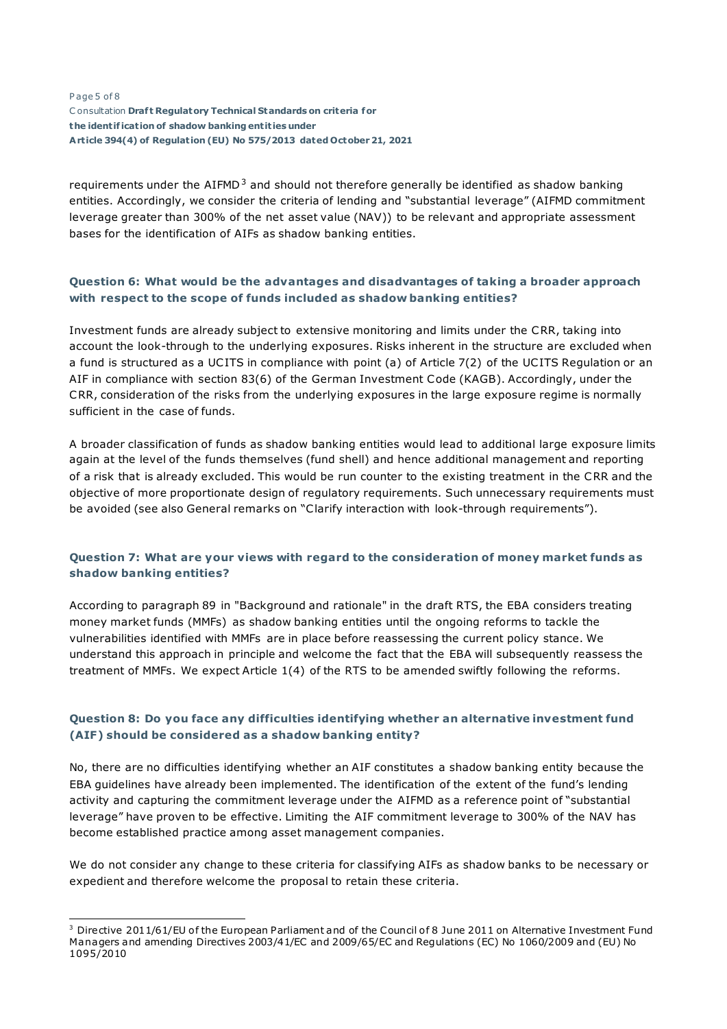requirements under the AIFMD[3] and should not therefore generally be identified as shadow banking entities. Accordingly, we consider the criteria of lending and "substantial leverage" (AIFMD commitment leverage greater than 300% of the net asset value (NAV)) to be relevant and appropriate assessment bases for the identification of AIFs as shadow banking entities.

### Question 6: What would be the advantages and disadvantages of taking a broader approach with respect to the scope of funds included as shadow banking entities?

Investment funds are already subject to extensive monitoring and limits under the CRR, taking into account the look-through to the underlying exposures. Risks inherent in the structure are excluded when a fund is structured as a UCITS in compliance with point (a) of Article 7(2) of the UCITS Regulation or an AIF in compliance with section 83(6) of the German Investment Code (KAGB). Accordingly, under the CRR, consideration of the risks from the underlying exposures in the large exposure regime is normally sufficient in the case of funds.

A broader classification of funds as shadow banking entities would lead to additional large exposure limits again at the level of the funds themselves (fund shell) and hence additional management and reporting of a risk that is already excluded. This would be run counter to the existing treatment in the CRR and the objective of more proportionate design of regulatory requirements. Such unnecessary requirements must be avoided (see also General remarks on "Clarify interaction with look-through requirements").

### Question 7: What are your views with regard to the consideration of money market funds as shadow banking entities?

According to paragraph 89 in "Background and rationale" in the draft RTS, the EBA considers treating money market funds (MMFs) as shadow banking entities until the ongoing reforms to tackle the vulnerabilities identified with MMFs are in place before reassessing the current policy stance. We understand this approach in principle and welcome the fact that the EBA will subsequently reassess the treatment of MMFs. We expect Article 1(4) of the RTS to be amended swiftly following the reforms.

### Question 8: Do you face any difficulties identifying whether an alternative investment fund (AIF) should be considered as a shadow banking entity?

No, there are no difficulties identifying whether an AIF constitutes a shadow banking entity because the EBA guidelines have already been implemented. The identification of the extent of the fund's lending activity and capturing the commitment leverage under the AIFMD as a reference point of "substantial leverage" have proven to be effective. Limiting the AIF commitment leverage to 300% of the NAV has become established practice among asset management companies.

We do not consider any change to these criteria for classifying AIFs as shadow banks to be necessary or expedient and therefore welcome the proposal to retain these criteria.

---

[3] Directive 2011/61/EU of the European Parliament and of the Council of 8 June 2011 on Alternative Investment Fund Managers and amending Directives 2003/41/EC and 2009/65/EC and Regulations (EC) No 1060/2009 and (EU) No 1095/2010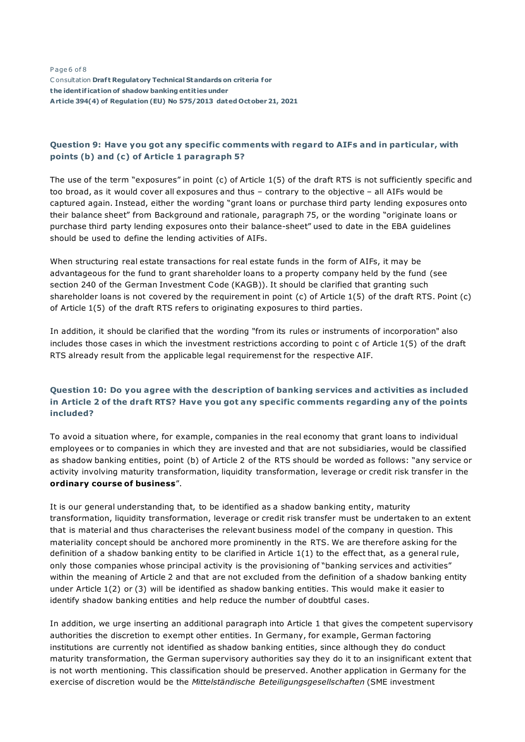### Question 9: Have you got any specific comments with regard to AIFs and in particular, with points (b) and (c) of Article 1 paragraph 5?

The use of the term "exposures" in point (c) of Article 1(5) of the draft RTS is not sufficiently specific and too broad, as it would cover all exposures and thus – contrary to the objective – all AIFs would be captured again. Instead, either the wording "grant loans or purchase third party lending exposures onto their balance sheet" from Background and rationale, paragraph 75, or the wording "originate loans or purchase third party lending exposures onto their balance-sheet" used to date in the EBA guidelines should be used to define the lending activities of AIFs.

When structuring real estate transactions for real estate funds in the form of AIFs, it may be advantageous for the fund to grant shareholder loans to a property company held by the fund (see section 240 of the German Investment Code (KAGB)). It should be clarified that granting such shareholder loans is not covered by the requirement in point (c) of Article 1(5) of the draft RTS. Point (c) of Article 1(5) of the draft RTS refers to originating exposures to third parties.

In addition, it should be clarified that the wording "from its rules or instruments of incorporation" also includes those cases in which the investment restrictions according to point c of Article 1(5) of the draft RTS already result from the applicable legal requiremenst for the respective AIF.

### Question 10: Do you agree with the description of banking services and activities as included in Article 2 of the draft RTS? Have you got any specific comments regarding any of the points included?

To avoid a situation where, for example, companies in the real economy that grant loans to individual employees or to companies in which they are invested and that are not subsidiaries, would be classified as shadow banking entities, point (b) of Article 2 of the RTS should be worded as follows: "any service or activity involving maturity transformation, liquidity transformation, leverage or credit risk transfer in the **ordinary course of business**".

It is our general understanding that, to be identified as a shadow banking entity, maturity transformation, liquidity transformation, leverage or credit risk transfer must be undertaken to an extent that is material and thus characterises the relevant business model of the company in question. This materiality concept should be anchored more prominently in the RTS. We are therefore asking for the definition of a shadow banking entity to be clarified in Article 1(1) to the effect that, as a general rule, only those companies whose principal activity is the provisioning of "banking services and activities" within the meaning of Article 2 and that are not excluded from the definition of a shadow banking entity under Article 1(2) or (3) will be identified as shadow banking entities. This would make it easier to identify shadow banking entities and help reduce the number of doubtful cases.

In addition, we urge inserting an additional paragraph into Article 1 that gives the competent supervisory authorities the discretion to exempt other entities. In Germany, for example, German factoring institutions are currently not identified as shadow banking entities, since although they do conduct maturity transformation, the German supervisory authorities say they do it to an insignificant extent that is not worth mentioning. This classification should be preserved. Another application in Germany for the exercise of discretion would be the *Mittelständische Beteiligungsgesellschaften* (SME investment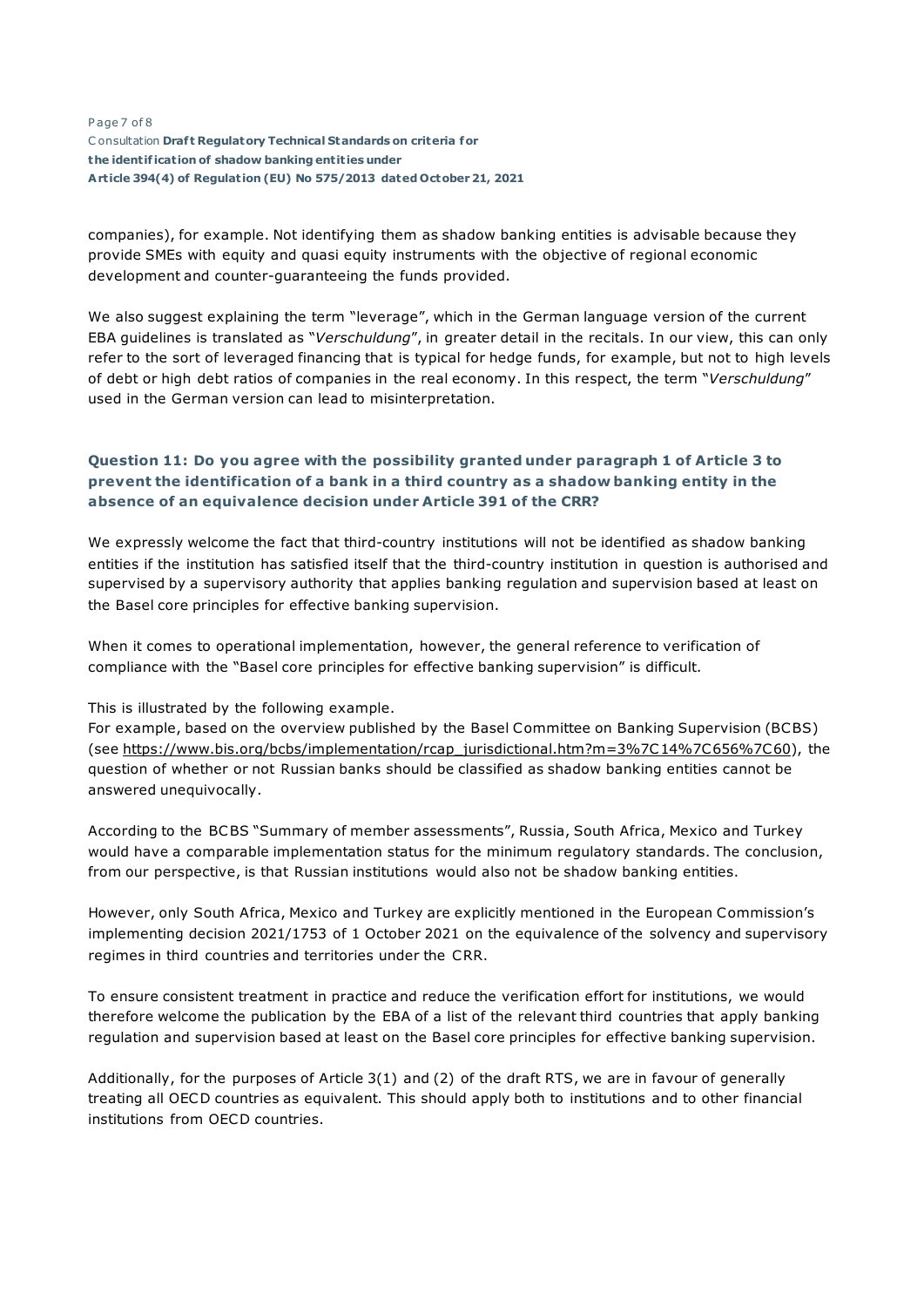companies), for example. Not identifying them as shadow banking entities is advisable because they provide SMEs with equity and quasi equity instruments with the objective of regional economic development and counter-guaranteeing the funds provided.

We also suggest explaining the term "leverage", which in the German language version of the current EBA guidelines is translated as "*Verschuldung*", in greater detail in the recitals. In our view, this can only refer to the sort of leveraged financing that is typical for hedge funds, for example, but not to high levels of debt or high debt ratios of companies in the real economy. In this respect, the term "*Verschuldung*" used in the German version can lead to misinterpretation.

### Question 11: Do you agree with the possibility granted under paragraph 1 of Article 3 to prevent the identification of a bank in a third country as a shadow banking entity in the absence of an equivalence decision under Article 391 of the CRR?

We expressly welcome the fact that third-country institutions will not be identified as shadow banking entities if the institution has satisfied itself that the third-country institution in question is authorised and supervised by a supervisory authority that applies banking regulation and supervision based at least on the Basel core principles for effective banking supervision.

When it comes to operational implementation, however, the general reference to verification of compliance with the "Basel core principles for effective banking supervision" is difficult.

This is illustrated by the following example.
For example, based on the overview published by the Basel Committee on Banking Supervision (BCBS) (see https://www.bis.org/bcbs/implementation/rcap_jurisdictional.htm?m=3%7C14%7C656%7C60), the question of whether or not Russian banks should be classified as shadow banking entities cannot be answered unequivocally.

According to the BCBS "Summary of member assessments", Russia, South Africa, Mexico and Turkey would have a comparable implementation status for the minimum regulatory standards. The conclusion, from our perspective, is that Russian institutions would also not be shadow banking entities.

However, only South Africa, Mexico and Turkey are explicitly mentioned in the European Commission's implementing decision 2021/1753 of 1 October 2021 on the equivalence of the solvency and supervisory regimes in third countries and territories under the CRR.

To ensure consistent treatment in practice and reduce the verification effort for institutions, we would therefore welcome the publication by the EBA of a list of the relevant third countries that apply banking regulation and supervision based at least on the Basel core principles for effective banking supervision.

Additionally, for the purposes of Article 3(1) and (2) of the draft RTS, we are in favour of generally treating all OECD countries as equivalent. This should apply both to institutions and to other financial institutions from OECD countries.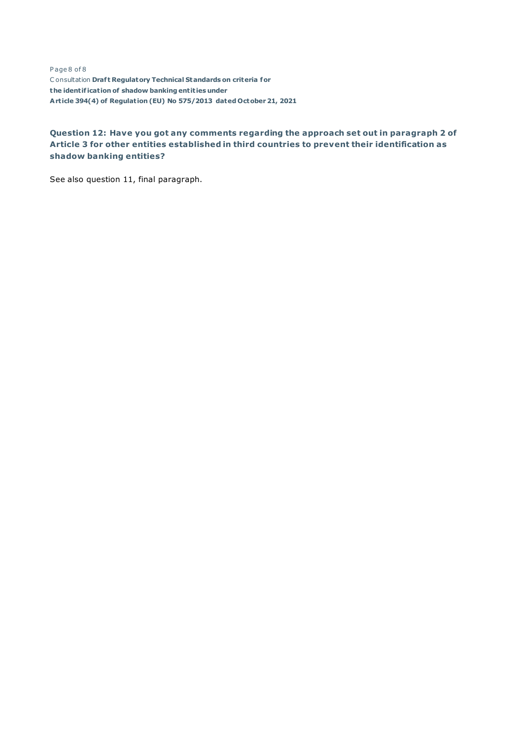**Question 12: Have you got any comments regarding the approach set out in paragraph 2 of Article 3 for other entities established in third countries to prevent their identification as shadow banking entities?**

See also question 11, final paragraph.